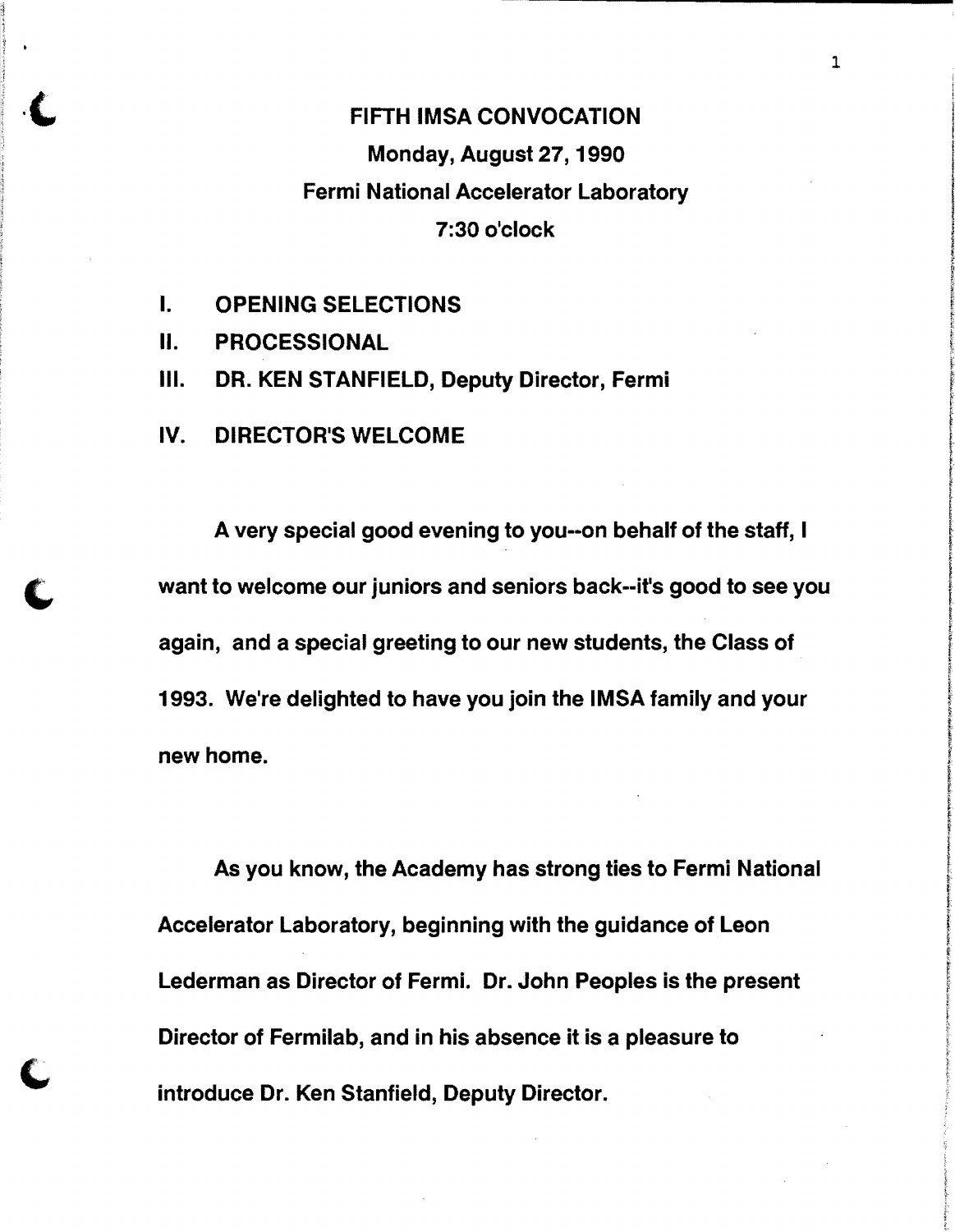# FIFTH IMSA CONVOCATION

## Monday, August 27, 1990

## Fermi National Accelerator Laboratory

## 7:30 o'clock

I. OPENING SELECTIONS

II. PROCESSIONAL

III. DR. KEN STANFIELD, Deputy Director, Fermi

IV. DIRECTOR'S WELCOME

A very special good evening to you--on behalf of the staff, I want to welcome our juniors and seniors back--it's good to see you again, and a special greeting to our new students, the Class of 1993. We're delighted to have you join the IMSA family and your new home.

As you know, the Academy has strong ties to Fermi National Accelerator Laboratory, beginning with the guidance of Leon Lederman as Director of Fermi. Dr. John Peoples is the present Director of Fermilab, and in his absence it is a pleasure to introduce Dr. Ken Stanfield, Deputy Director.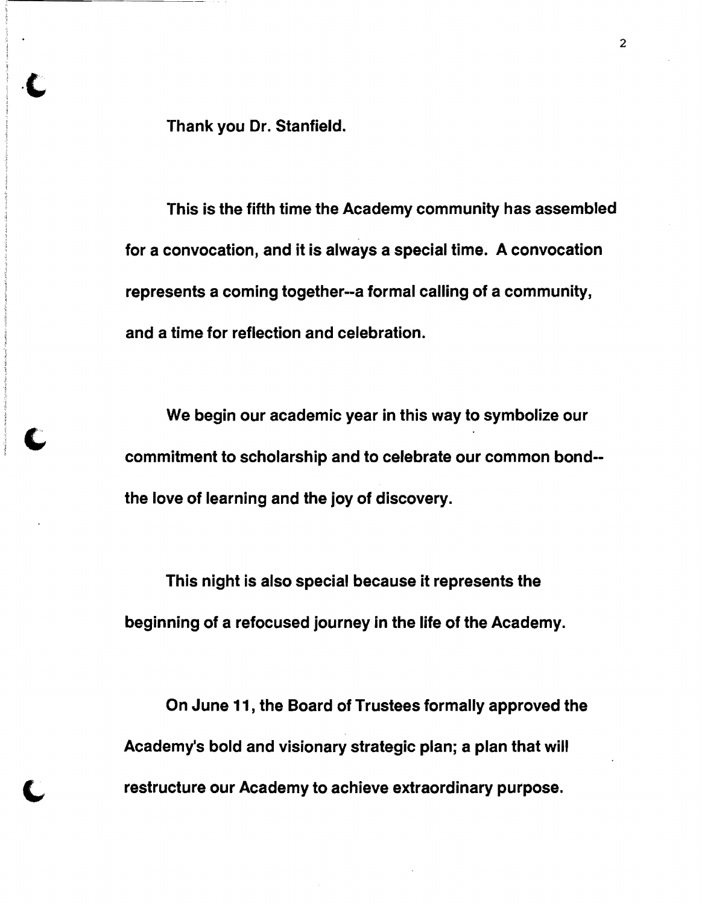Thank you Dr. Stanfield.

This is the fifth time the Academy community has assembled for a convocation, and it is always a special time. A convocation represents a coming together--a formal calling of a community, and a time for reflection and celebration.

We begin our academic year in this way to symbolize our commitment to scholarship and to celebrate our common bond--the love of learning and the joy of discovery.

This night is also special because it represents the beginning of a refocused journey in the life of the Academy.

On June 11, the Board of Trustees formally approved the Academy's bold and visionary strategic plan; a plan that will restructure our Academy to achieve extraordinary purpose.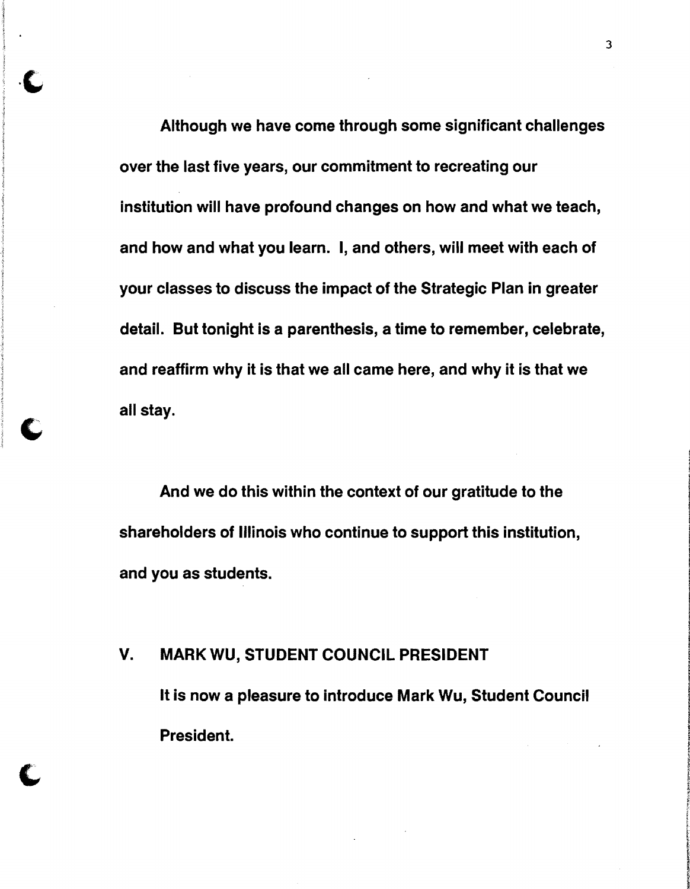**Although we have come through some significant challenges over the last five years, our commitment to recreating our institution will have profound changes on how and what we teach, and how and what you learn. I, and others, will meet with each of your classes to discuss the impact of the Strategic Plan in greater detail. But tonight is a parenthesis, a time to remember, celebrate, and reaffirm why it is that we all came here, and why it is that we all stay.**

**And we do this within the context of our gratitude to the shareholders of Illinois who continue to support this institution, and you as students.**

## V. MARK WU, STUDENT COUNCIL PRESIDENT

**It is now a pleasure to introduce Mark Wu, Student Council President.**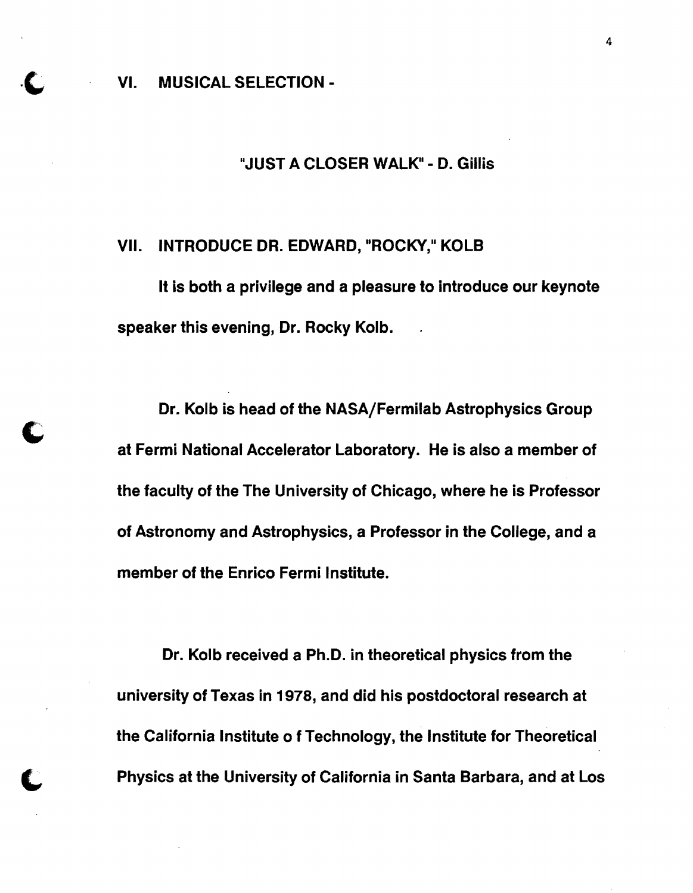## VI. MUSICAL SELECTION -

"JUST A CLOSER WALK" - D. Gillis

## VII. INTRODUCE DR. EDWARD, "ROCKY," KOLB

It is both a privilege and a pleasure to introduce our keynote speaker this evening, Dr. Rocky Kolb.

Dr. Kolb is head of the NASA/Fermilab Astrophysics Group at Fermi National Accelerator Laboratory. He is also a member of the faculty of the The University of Chicago, where he is Professor of Astronomy and Astrophysics, a Professor in the College, and a member of the Enrico Fermi Institute.

Dr. Kolb received a Ph.D. in theoretical physics from the university of Texas in 1978, and did his postdoctoral research at the California Institute o f Technology, the Institute for Theoretical Physics at the University of California in Santa Barbara, and at Los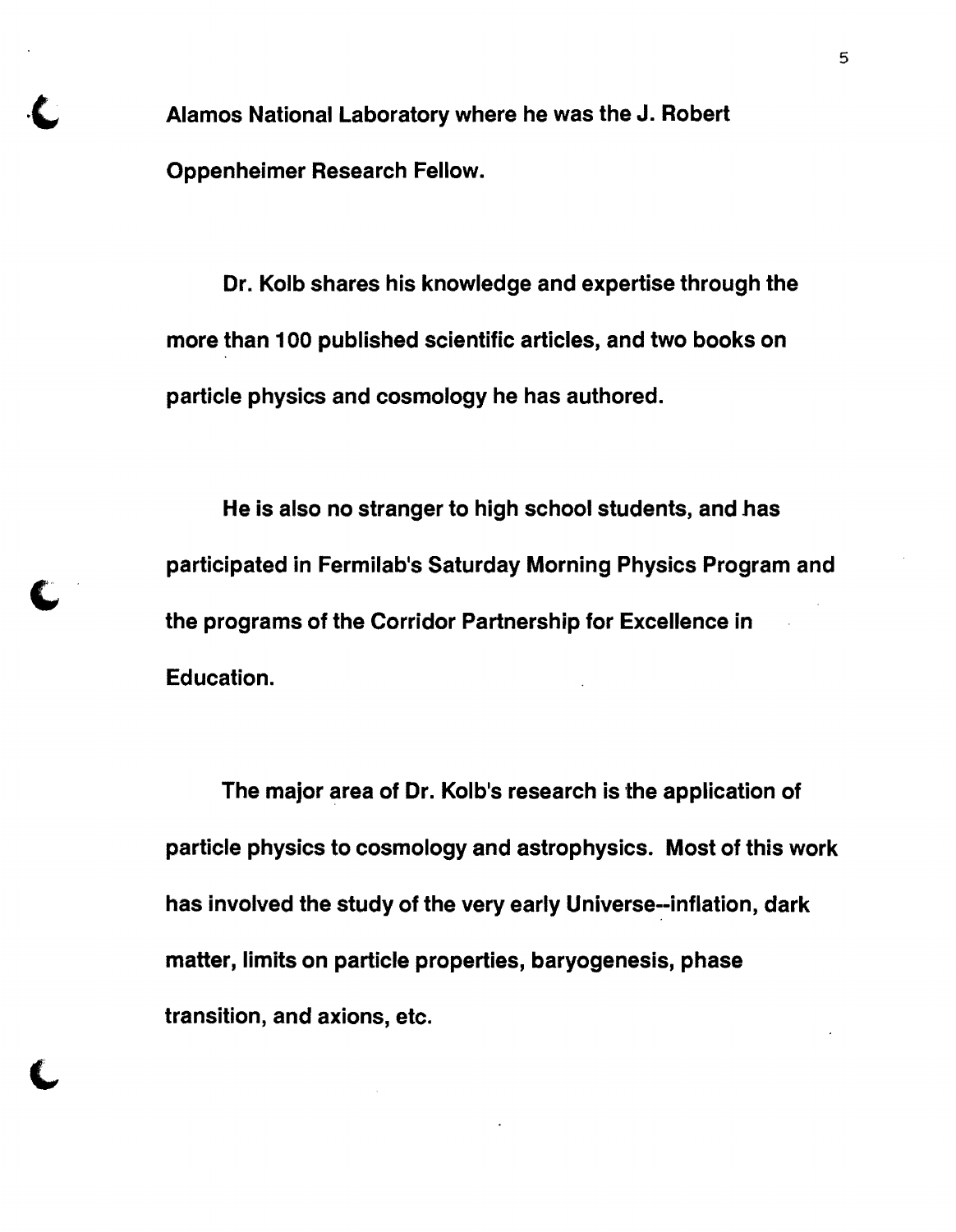Alamos National Laboratory where he was the J. Robert Oppenheimer Research Fellow.

Dr. Kolb shares his knowledge and expertise through the more than 100 published scientific articles, and two books on particle physics and cosmology he has authored.

He is also no stranger to high school students, and has participated in Fermilab's Saturday Morning Physics Program and the programs of the Corridor Partnership for Excellence in Education.

The major area of Dr. Kolb's research is the application of particle physics to cosmology and astrophysics. Most of this work has involved the study of the very early Universe--inflation, dark matter, limits on particle properties, baryogenesis, phase transition, and axions, etc.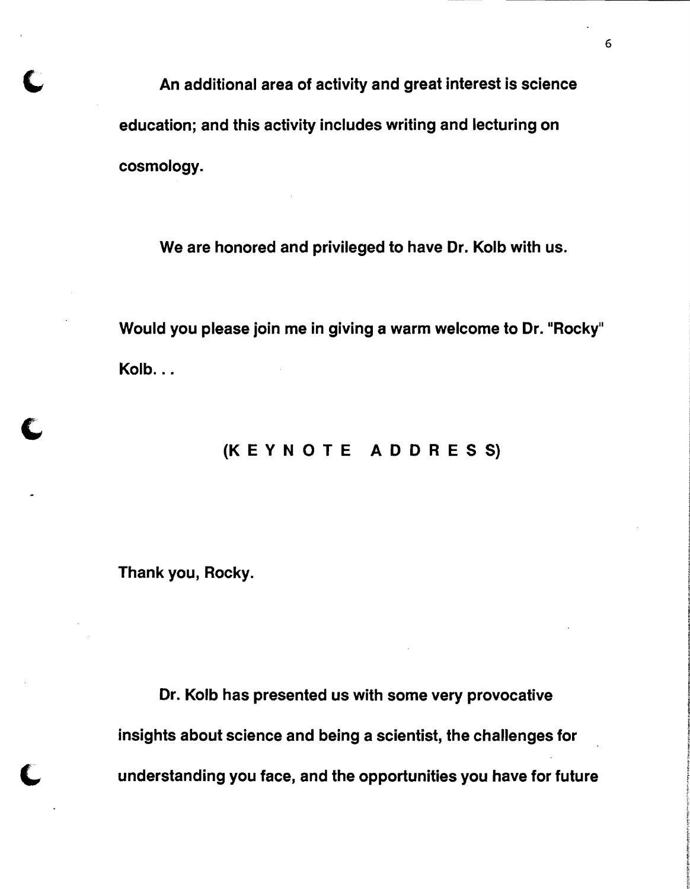An additional area of activity and great interest is science education; and this activity includes writing and lecturing on cosmology.

We are honored and privileged to have Dr. Kolb with us.

Would you please join me in giving a warm welcome to Dr. "Rocky" Kolb. . .

**(K E Y N O T E   A D D R E S S)**

Thank you, Rocky.

Dr. Kolb has presented us with some very provocative insights about science and being a scientist, the challenges for understanding you face, and the opportunities you have for future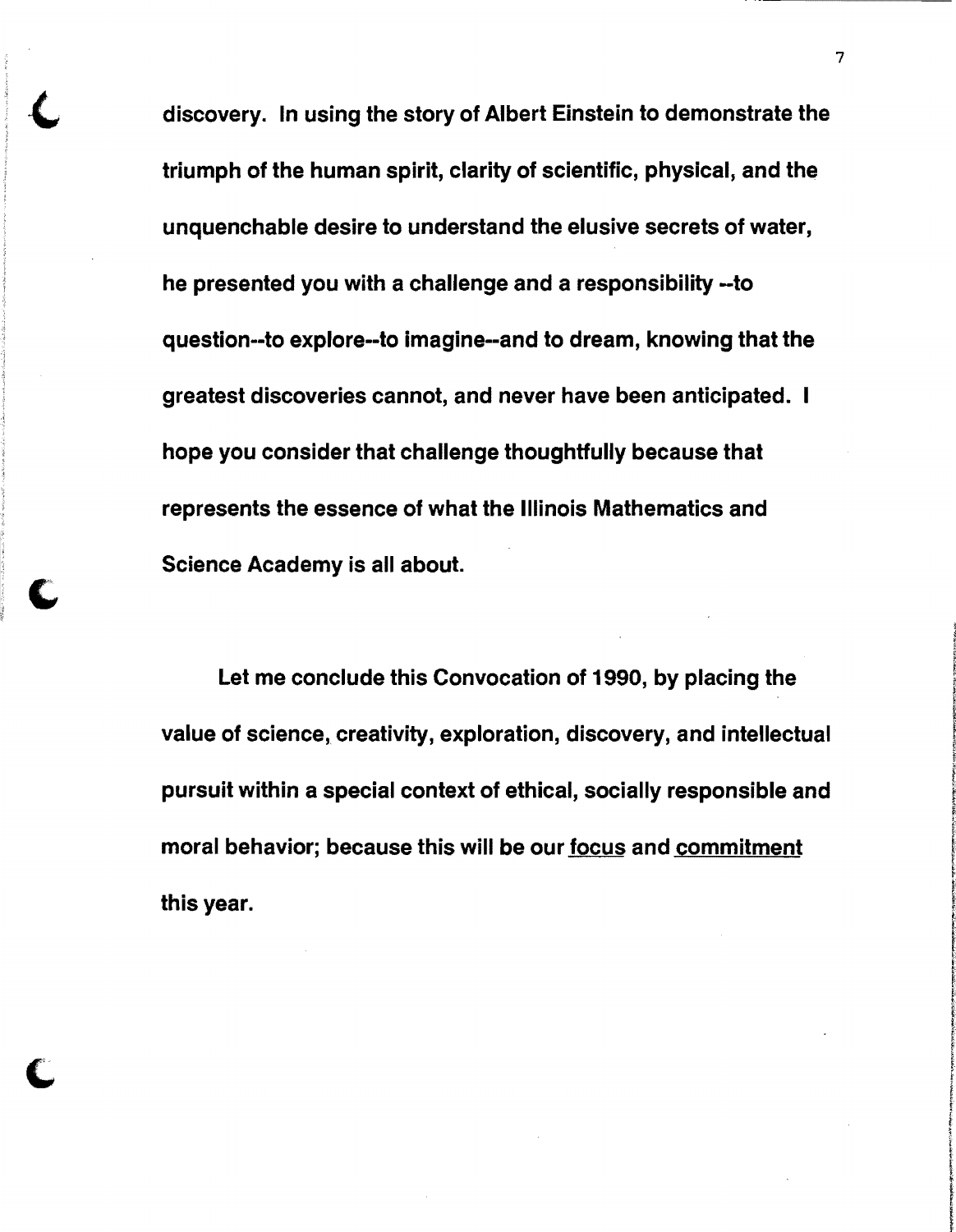discovery. In using the story of Albert Einstein to demonstrate the triumph of the human spirit, clarity of scientific, physical, and the unquenchable desire to understand the elusive secrets of water, he presented you with a challenge and a responsibility --to question--to explore--to imagine--and to dream, knowing that the greatest discoveries cannot, and never have been anticipated. I hope you consider that challenge thoughtfully because that represents the essence of what the Illinois Mathematics and Science Academy is all about.

Let me conclude this Convocation of 1990, by placing the value of science, creativity, exploration, discovery, and intellectual pursuit within a special context of ethical, socially responsible and moral behavior; because this will be our <u>focus</u> and <u>commitment</u> this year.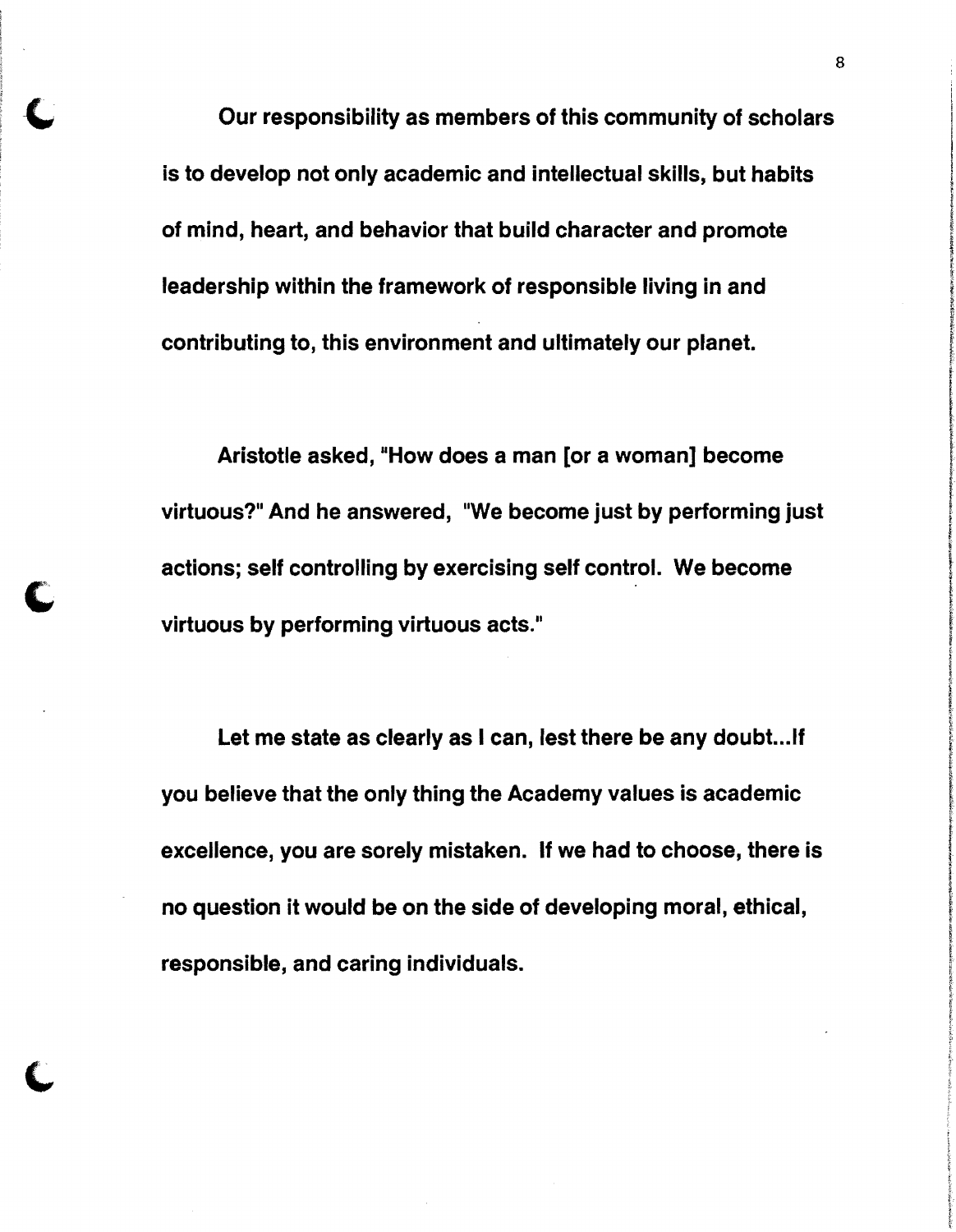Our responsibility as members of this community of scholars is to develop not only academic and intellectual skills, but habits of mind, heart, and behavior that build character and promote leadership within the framework of responsible living in and contributing to, this environment and ultimately our planet.

Aristotle asked, "How does a man [or a woman] become virtuous?" And he answered, "We become just by performing just actions; self controlling by exercising self control. We become virtuous by performing virtuous acts."

Let me state as clearly as I can, lest there be any doubt...If you believe that the only thing the Academy values is academic excellence, you are sorely mistaken. If we had to choose, there is no question it would be on the side of developing moral, ethical, responsible, and caring individuals.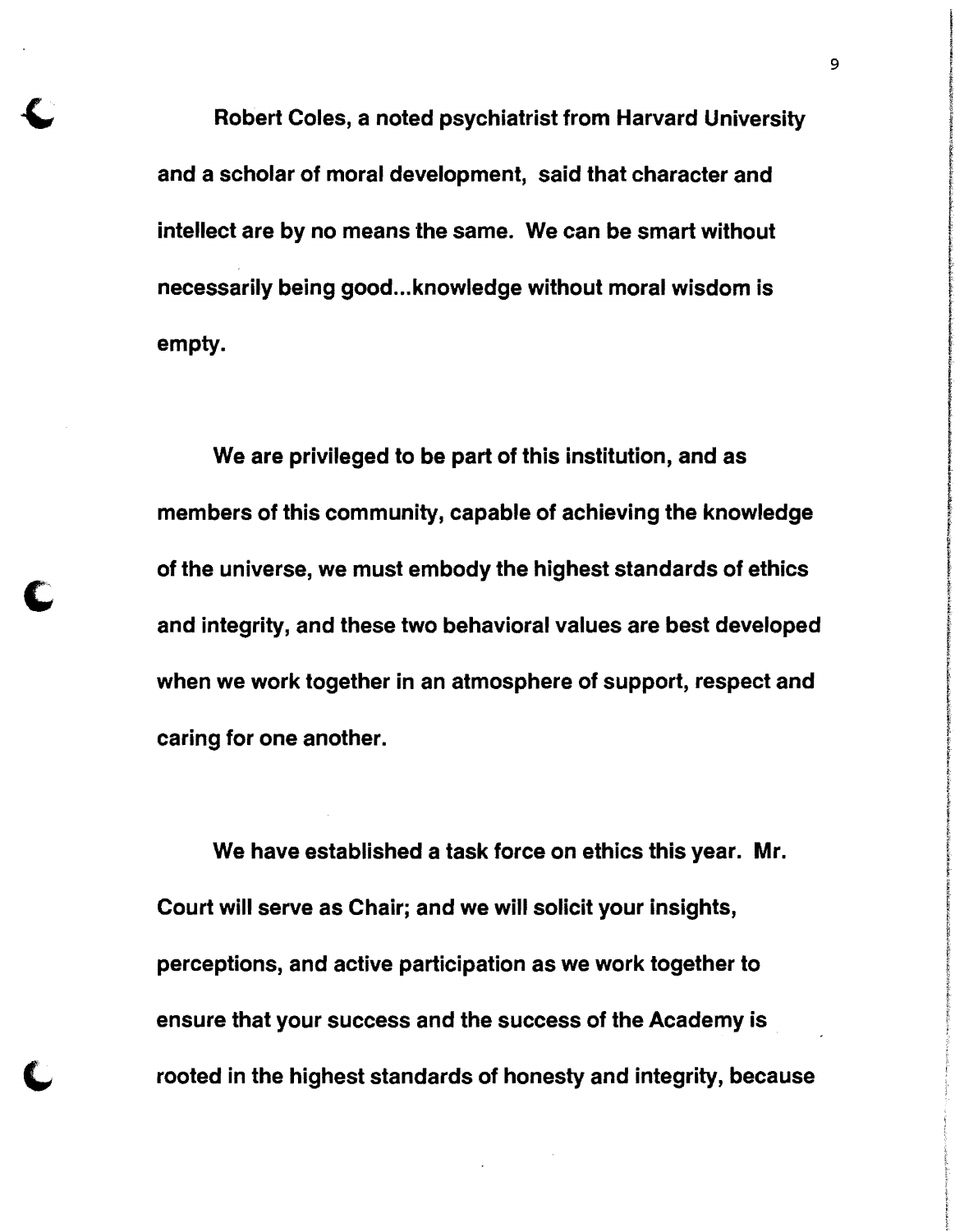Robert Coles, a noted psychiatrist from Harvard University and a scholar of moral development, said that character and intellect are by no means the same. We can be smart without necessarily being good...knowledge without moral wisdom is empty.

We are privileged to be part of this institution, and as members of this community, capable of achieving the knowledge of the universe, we must embody the highest standards of ethics and integrity, and these two behavioral values are best developed when we work together in an atmosphere of support, respect and caring for one another.

We have established a task force on ethics this year. Mr. Court will serve as Chair; and we will solicit your insights, perceptions, and active participation as we work together to ensure that your success and the success of the Academy is rooted in the highest standards of honesty and integrity, because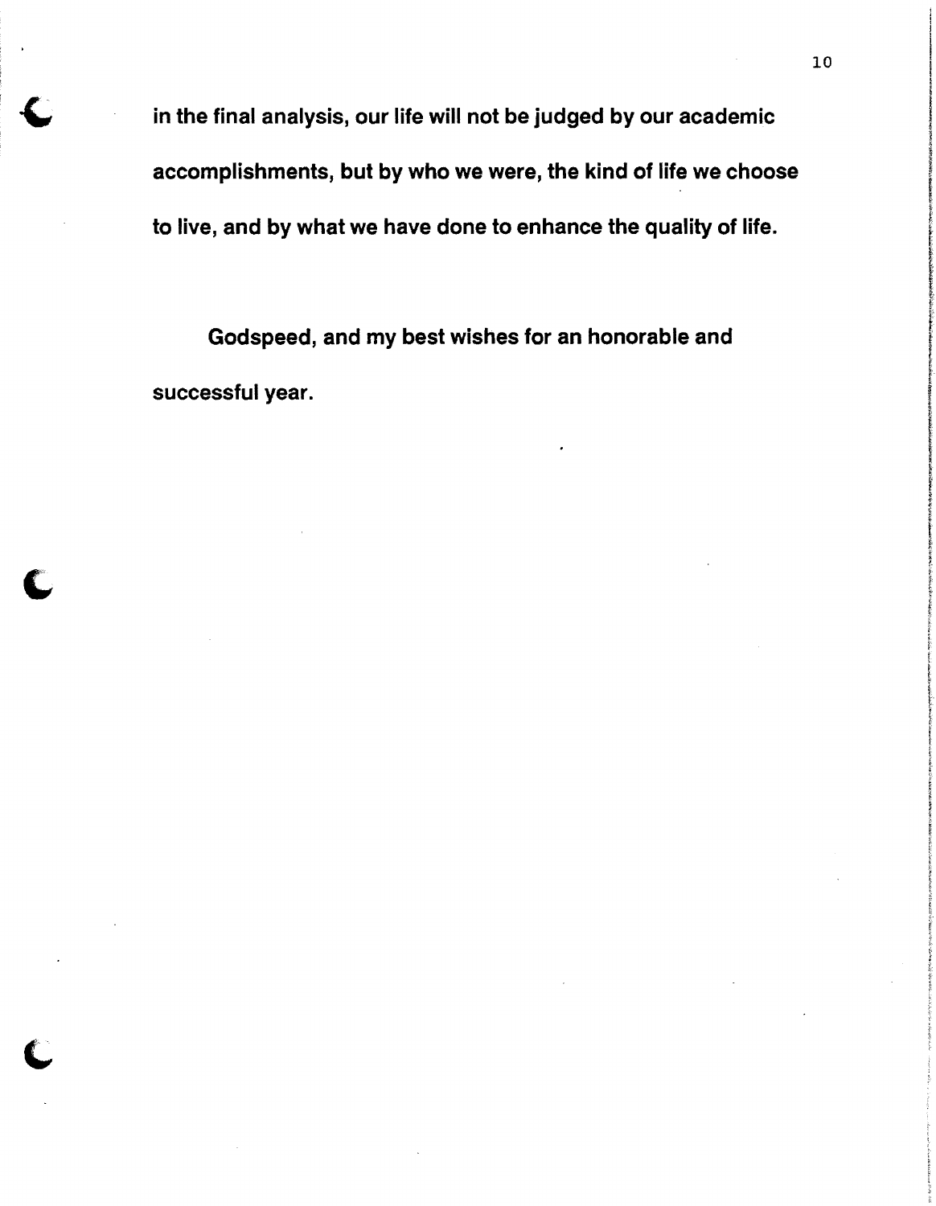in the final analysis, our life will not be judged by our academic accomplishments, but by who we were, the kind of life we choose to live, and by what we have done to enhance the quality of life.

Godspeed, and my best wishes for an honorable and successful year.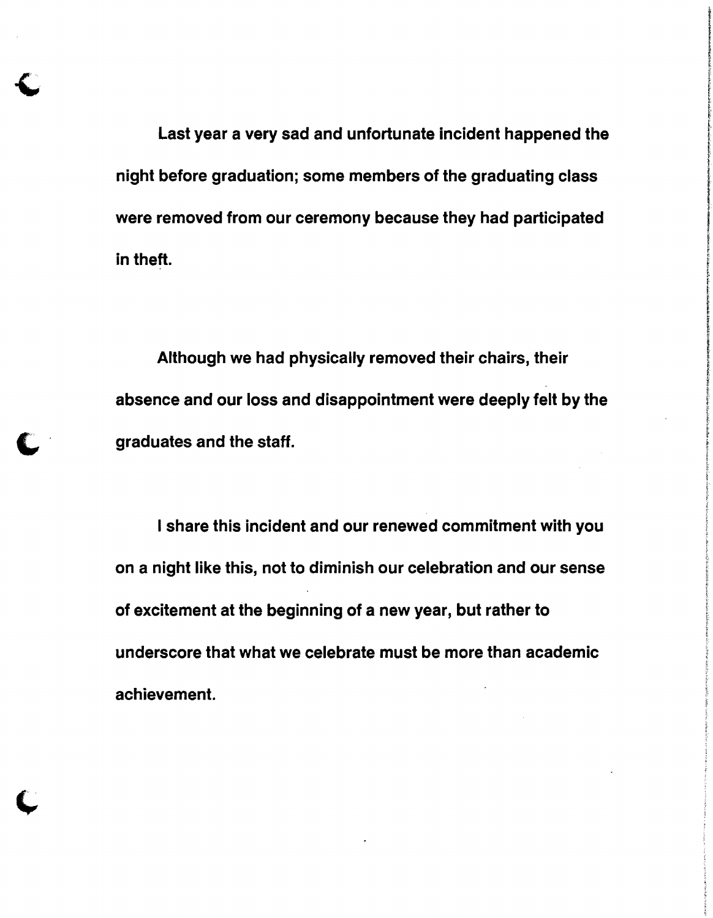Last year a very sad and unfortunate incident happened the night before graduation; some members of the graduating class were removed from our ceremony because they had participated in theft.

Although we had physically removed their chairs, their absence and our loss and disappointment were deeply felt by the graduates and the staff.

I share this incident and our renewed commitment with you on a night like this, not to diminish our celebration and our sense of excitement at the beginning of a new year, but rather to underscore that what we celebrate must be more than academic achievement.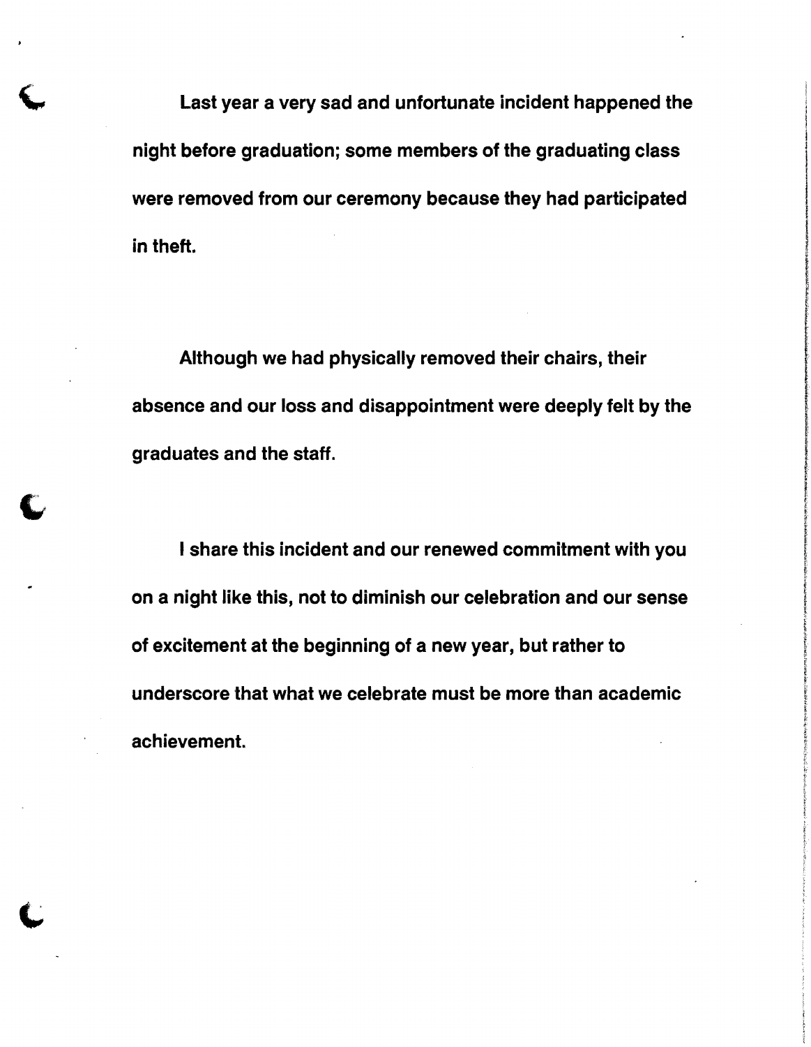Last year a very sad and unfortunate incident happened the night before graduation; some members of the graduating class were removed from our ceremony because they had participated in theft.

Although we had physically removed their chairs, their absence and our loss and disappointment were deeply felt by the graduates and the staff.

I share this incident and our renewed commitment with you on a night like this, not to diminish our celebration and our sense of excitement at the beginning of a new year, but rather to underscore that what we celebrate must be more than academic achievement.